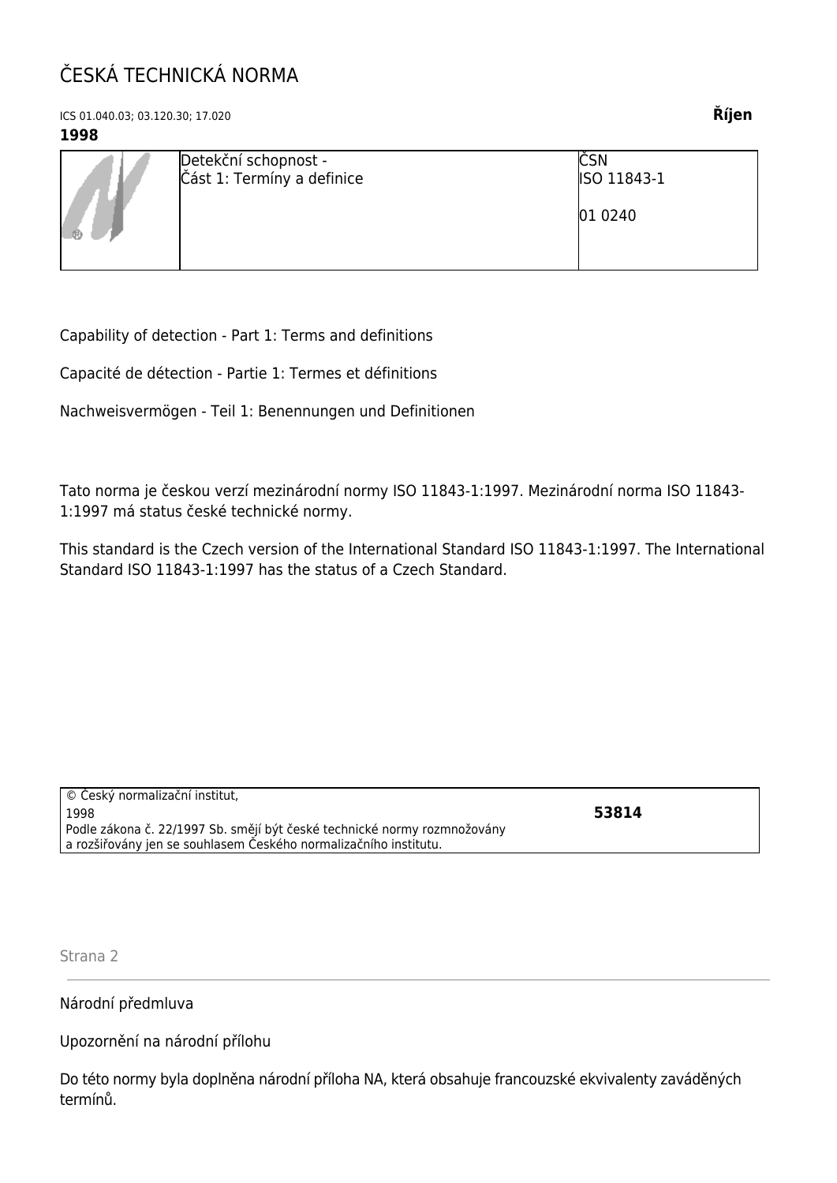# ČESKÁ TECHNICKÁ NORMA

ICS 01.040.03; 03.120.30; 17.020 **Říjen 1998**

| | Detekční schopnost - Část 1: Termíny a definice | ČSN ISO 11843-1 01 0240 |
|---|---|---|

Capability of detection - Part 1: Terms and definitions

Capacité de détection - Partie 1: Termes et définitions

Nachweisvermögen - Teil 1: Benennungen und Definitionen

Tato norma je českou verzí mezinárodní normy ISO 11843-1:1997. Mezinárodní norma ISO 11843-1:1997 má status české technické normy.

This standard is the Czech version of the International Standard ISO 11843-1:1997. The International Standard ISO 11843-1:1997 has the status of a Czech Standard.

| © Český normalizační institut, 1998 Podle zákona č. 22/1997 Sb. smějí být české technické normy rozmnožovány a rozšiřovány jen se souhlasem Českého normalizačního institutu. | **53814** |
|---|---|

Národní předmluva

Upozornění na národní přílohu

Do této normy byla doplněna národní příloha NA, která obsahuje francouzské ekvivalenty zaváděných termínů.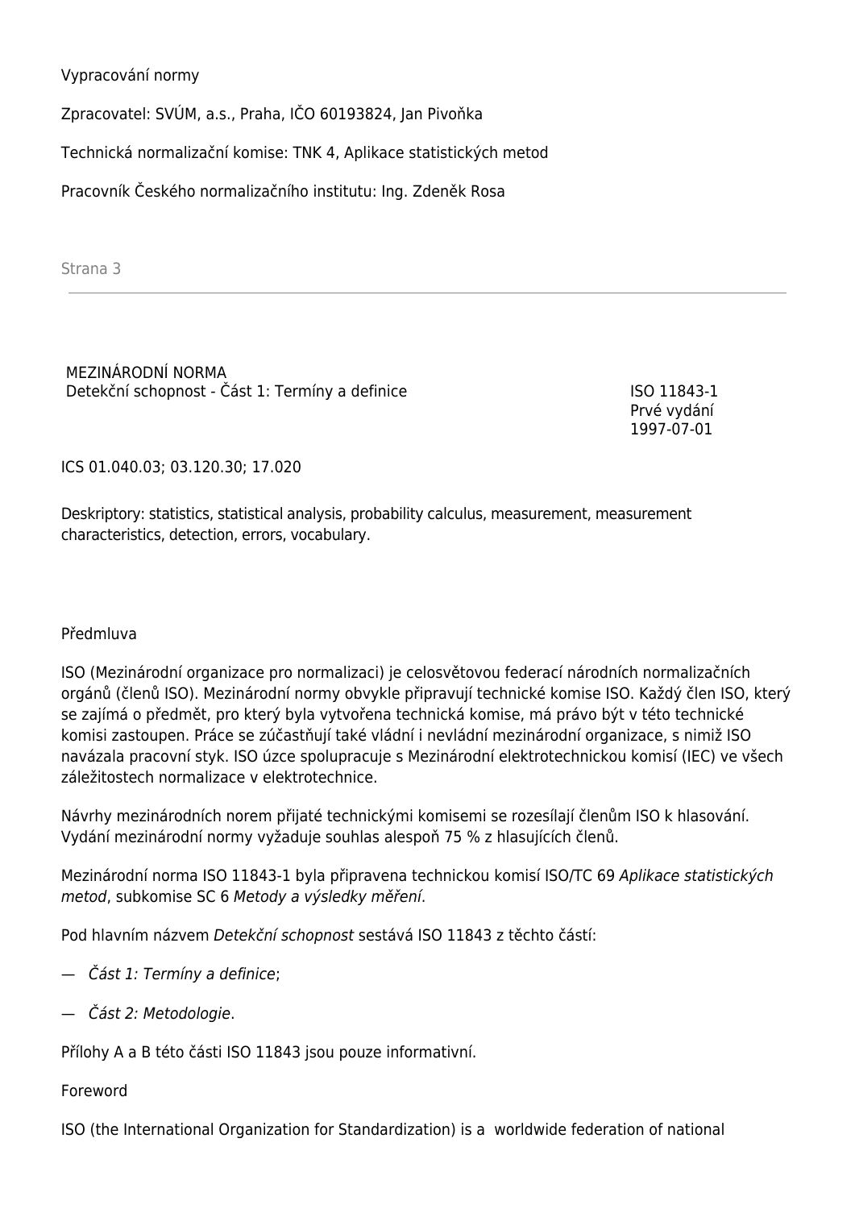Vypracování normy

Zpracovatel: SVÚM, a.s., Praha, IČO 60193824, Jan Pivoňka

Technická normalizační komise: TNK 4, Aplikace statistických metod

Pracovník Českého normalizačního institutu: Ing. Zdeněk Rosa

MEZINÁRODNÍ NORMA
Detekční schopnost - Část 1: Termíny a definice

ISO 11843-1
Prvé vydání
1997-07-01

ICS 01.040.03; 03.120.30; 17.020

Deskriptory: statistics, statistical analysis, probability calculus, measurement, measurement characteristics, detection, errors, vocabulary.

## Předmluva

ISO (Mezinárodní organizace pro normalizaci) je celosvětovou federací národních normalizačních orgánů (členů ISO). Mezinárodní normy obvykle připravují technické komise ISO. Každý člen ISO, který se zajímá o předmět, pro který byla vytvořena technická komise, má právo být v této technické komisi zastoupen. Práce se zúčastňují také vládní i nevládní mezinárodní organizace, s nimiž ISO navázala pracovní styk. ISO úzce spolupracuje s Mezinárodní elektrotechnickou komisí (IEC) ve všech záležitostech normalizace v elektrotechnice.

Návrhy mezinárodních norem přijaté technickými komisemi se rozesílají členům ISO k hlasování. Vydání mezinárodní normy vyžaduje souhlas alespoň 75 % z hlasujících členů.

Mezinárodní norma ISO 11843-1 byla připravena technickou komisí ISO/TC 69 *Aplikace statistických metod*, subkomise SC 6 *Metody a výsledky měření*.

Pod hlavním názvem *Detekční schopnost* sestává ISO 11843 z těchto částí:

— *Část 1: Termíny a definice*;

— *Část 2: Metodologie*.

Přílohy A a B této části ISO 11843 jsou pouze informativní.

## Foreword

ISO (the International Organization for Standardization) is a worldwide federation of national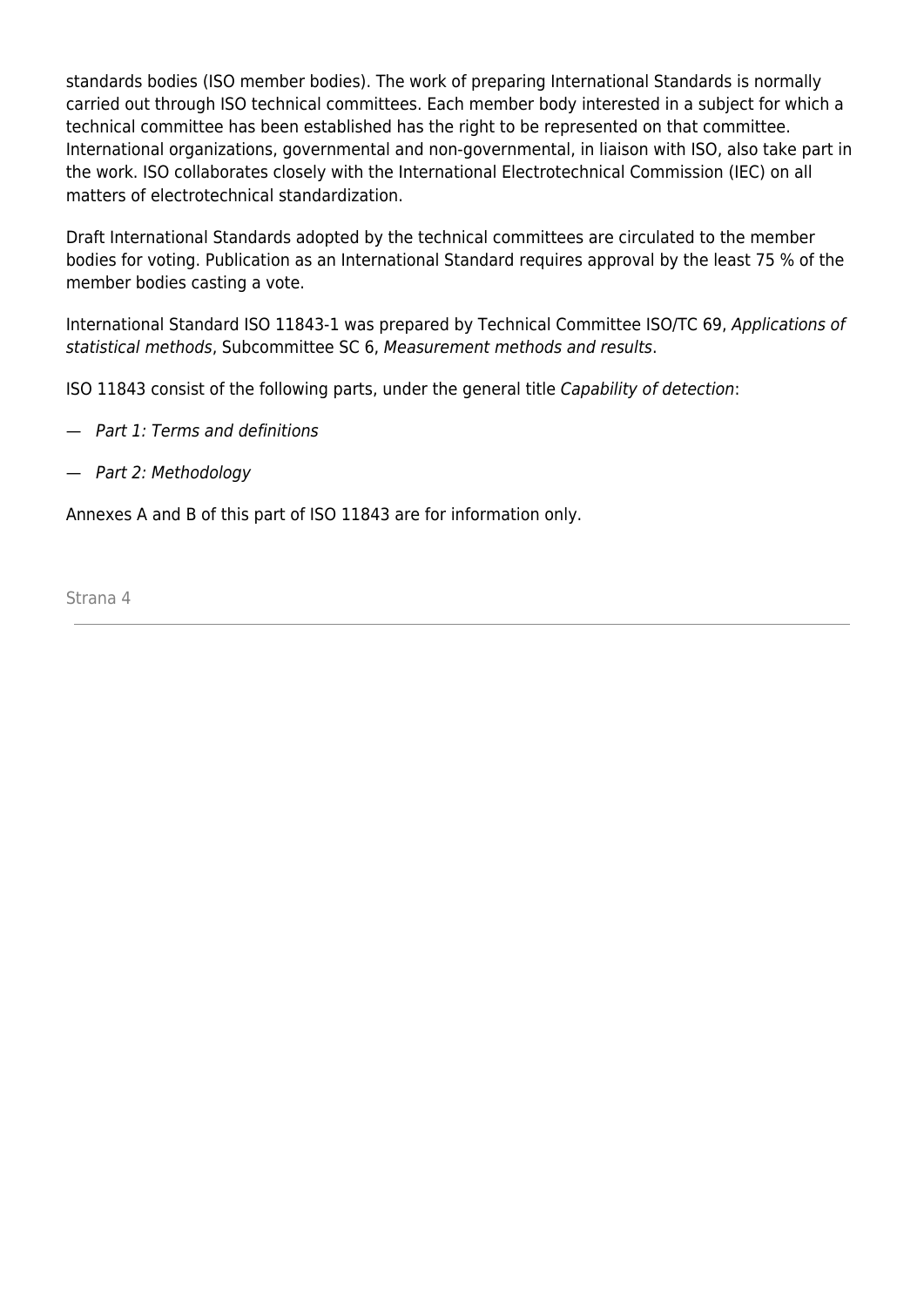standards bodies (ISO member bodies). The work of preparing International Standards is normally carried out through ISO technical committees. Each member body interested in a subject for which a technical committee has been established has the right to be represented on that committee. International organizations, governmental and non-governmental, in liaison with ISO, also take part in the work. ISO collaborates closely with the International Electrotechnical Commission (IEC) on all matters of electrotechnical standardization.

Draft International Standards adopted by the technical committees are circulated to the member bodies for voting. Publication as an International Standard requires approval by the least 75 % of the member bodies casting a vote.

International Standard ISO 11843-1 was prepared by Technical Committee ISO/TC 69, *Applications of statistical methods*, Subcommittee SC 6, *Measurement methods and results*.

ISO 11843 consist of the following parts, under the general title *Capability of detection*:

— *Part 1: Terms and definitions*

— *Part 2: Methodology*

Annexes A and B of this part of ISO 11843 are for information only.